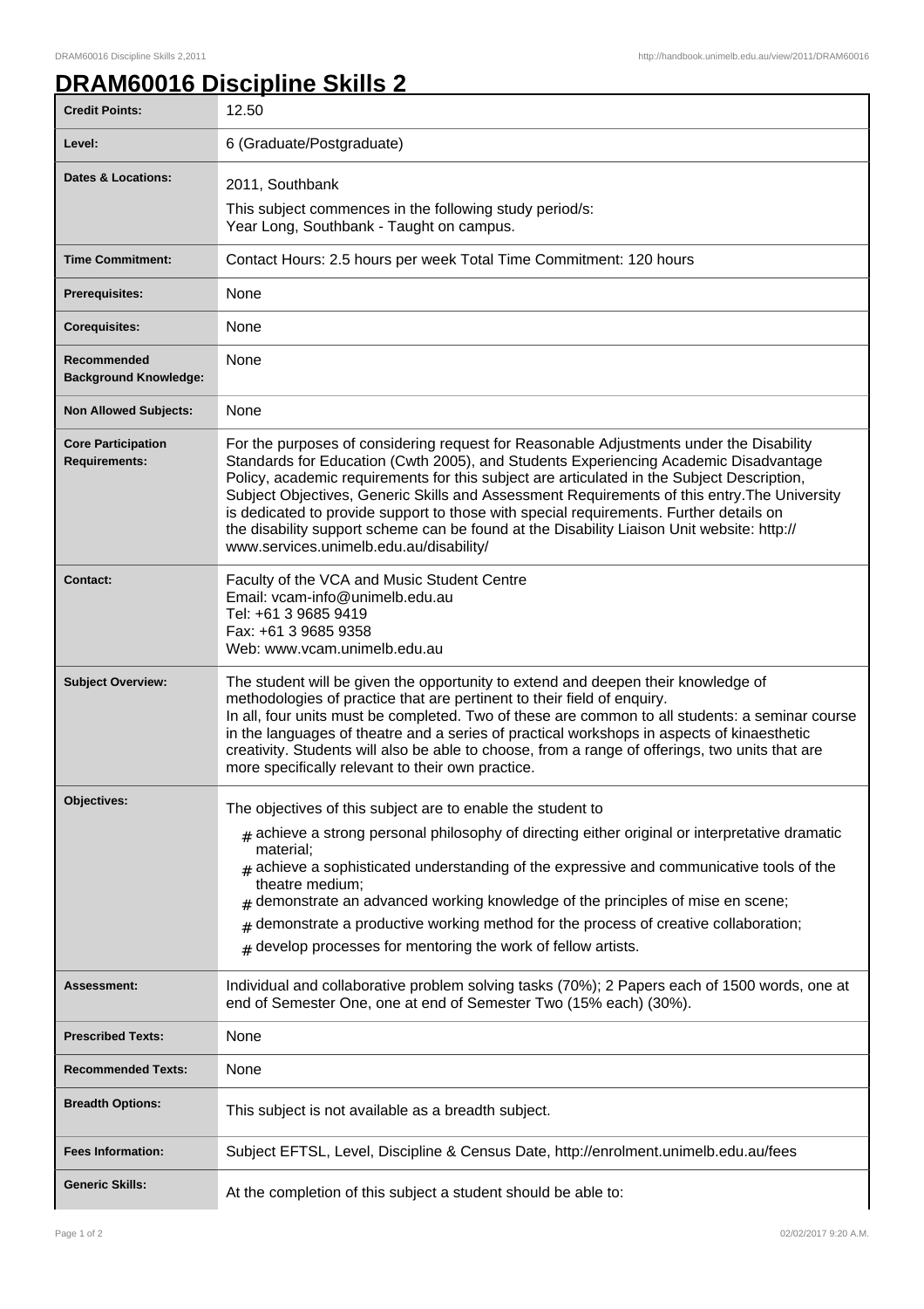# DRAM60016 Discipline Skills 2

| | |
|---|---|
| **Credit Points:** | 12.50 |
| **Level:** | 6 (Graduate/Postgraduate) |
| **Dates & Locations:** | 2011, Southbank<br>This subject commences in the following study period/s:<br>Year Long, Southbank - Taught on campus. |
| **Time Commitment:** | Contact Hours: 2.5 hours per week Total Time Commitment: 120 hours |
| **Prerequisites:** | None |
| **Corequisites:** | None |
| **Recommended Background Knowledge:** | None |
| **Non Allowed Subjects:** | None |
| **Core Participation Requirements:** | For the purposes of considering request for Reasonable Adjustments under the Disability Standards for Education (Cwth 2005), and Students Experiencing Academic Disadvantage Policy, academic requirements for this subject are articulated in the Subject Description, Subject Objectives, Generic Skills and Assessment Requirements of this entry.The University is dedicated to provide support to those with special requirements. Further details on the disability support scheme can be found at the Disability Liaison Unit website: http://www.services.unimelb.edu.au/disability/ |
| **Contact:** | Faculty of the VCA and Music Student Centre<br>Email: vcam-info@unimelb.edu.au<br>Tel: +61 3 9685 9419<br>Fax: +61 3 9685 9358<br>Web: www.vcam.unimelb.edu.au |
| **Subject Overview:** | The student will be given the opportunity to extend and deepen their knowledge of methodologies of practice that are pertinent to their field of enquiry.<br>In all, four units must be completed. Two of these are common to all students: a seminar course in the languages of theatre and a series of practical workshops in aspects of kinaesthetic creativity. Students will also be able to choose, from a range of offerings, two units that are more specifically relevant to their own practice. |
| **Objectives:** | The objectives of this subject are to enable the student to<br># achieve a strong personal philosophy of directing either original or interpretative dramatic material;<br># achieve a sophisticated understanding of the expressive and communicative tools of the theatre medium;<br># demonstrate an advanced working knowledge of the principles of mise en scene;<br># demonstrate a productive working method for the process of creative collaboration;<br># develop processes for mentoring the work of fellow artists. |
| **Assessment:** | Individual and collaborative problem solving tasks (70%); 2 Papers each of 1500 words, one at end of Semester One, one at end of Semester Two (15% each) (30%). |
| **Prescribed Texts:** | None |
| **Recommended Texts:** | None |
| **Breadth Options:** | This subject is not available as a breadth subject. |
| **Fees Information:** | Subject EFTSL, Level, Discipline & Census Date, http://enrolment.unimelb.edu.au/fees |
| **Generic Skills:** | At the completion of this subject a student should be able to: |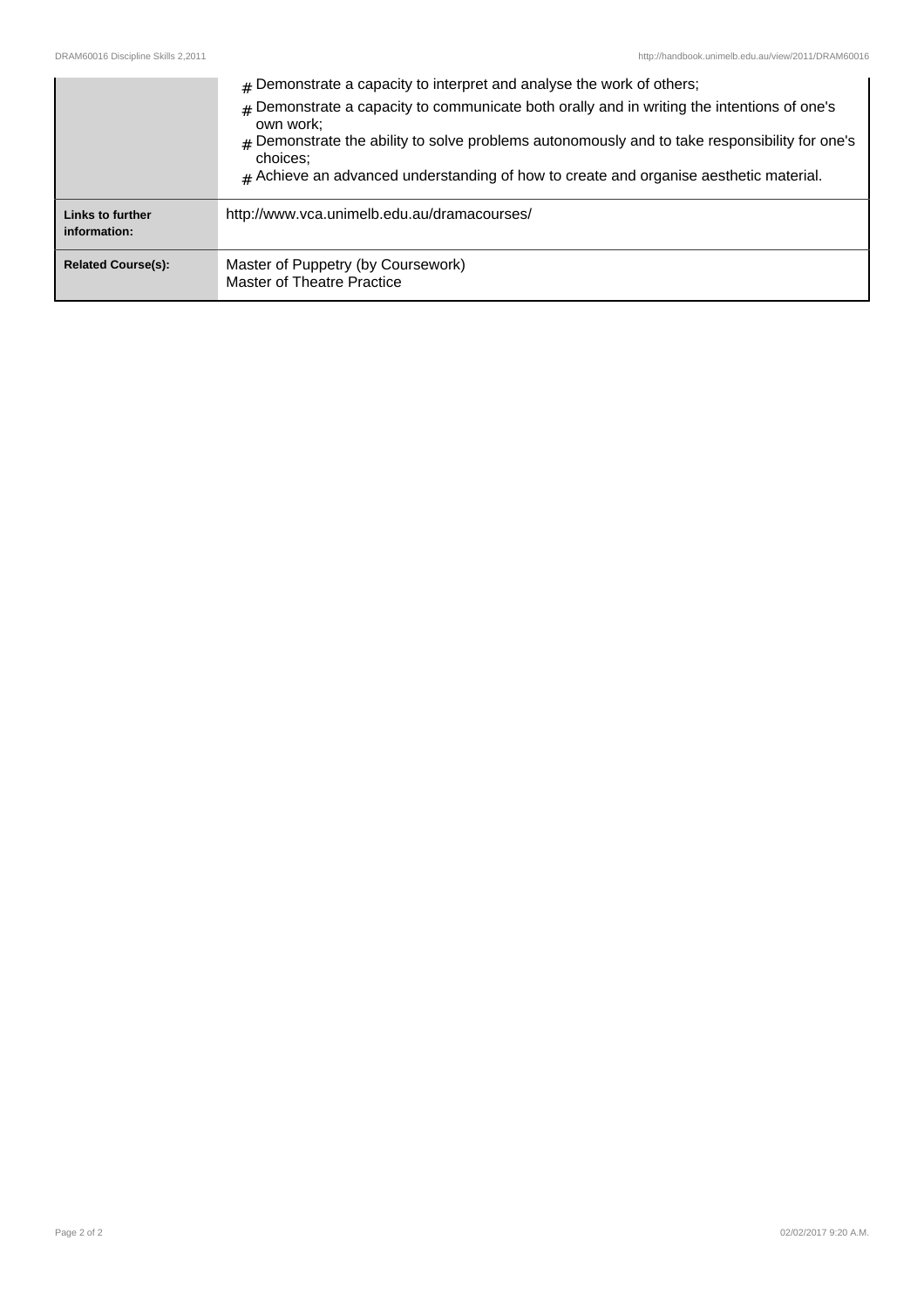| | |
|---|---|
| | # Demonstrate a capacity to interpret and analyse the work of others;<br># Demonstrate a capacity to communicate both orally and in writing the intentions of one's own work;<br># Demonstrate the ability to solve problems autonomously and to take responsibility for one's choices;<br># Achieve an advanced understanding of how to create and organise aesthetic material. |
| **Links to further information:** | http://www.vca.unimelb.edu.au/dramacourses/ |
| **Related Course(s):** | Master of Puppetry (by Coursework)<br>Master of Theatre Practice |